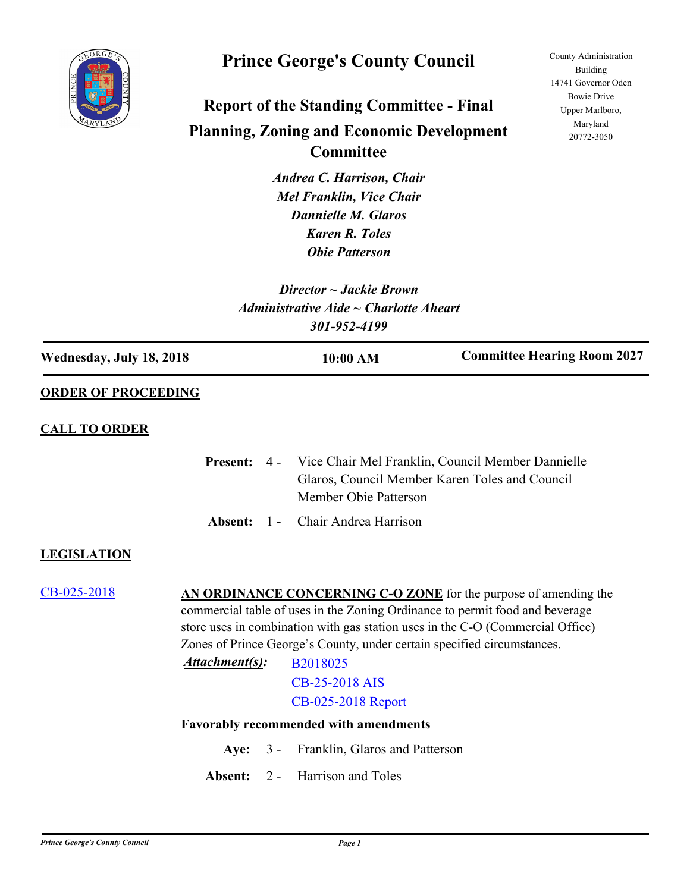# Prince George's County Council

County Administration Building
14741 Governor Oden Bowie Drive
Upper Marlboro, Maryland
20772-3050

## Report of the Standing Committee - Final

## Planning, Zoning and Economic Development Committee

*Andrea C. Harrison, Chair*
*Mel Franklin, Vice Chair*
*Dannielle M. Glaros*
*Karen R. Toles*
*Obie Patterson*

*Director ~ Jackie Brown*
*Administrative Aide ~ Charlotte Aheart*
*301-952-4199*

| Wednesday, July 18, 2018 | 10:00 AM | Committee Hearing Room 2027 |
|---|---|---|

**ORDER OF PROCEEDING**

**CALL TO ORDER**

**Present:** 4 - Vice Chair Mel Franklin, Council Member Dannielle Glaros, Council Member Karen Toles and Council Member Obie Patterson

**Absent:** 1 - Chair Andrea Harrison

**LEGISLATION**

CB-025-2018

**AN ORDINANCE CONCERNING C-O ZONE** for the purpose of amending the commercial table of uses in the Zoning Ordinance to permit food and beverage store uses in combination with gas station uses in the C-O (Commercial Office) Zones of Prince George's County, under certain specified circumstances.

***Attachment(s):*** B2018025
CB-25-2018 AIS
CB-025-2018 Report

**Favorably recommended with amendments**

**Aye:** 3 - Franklin, Glaros and Patterson

**Absent:** 2 - Harrison and Toles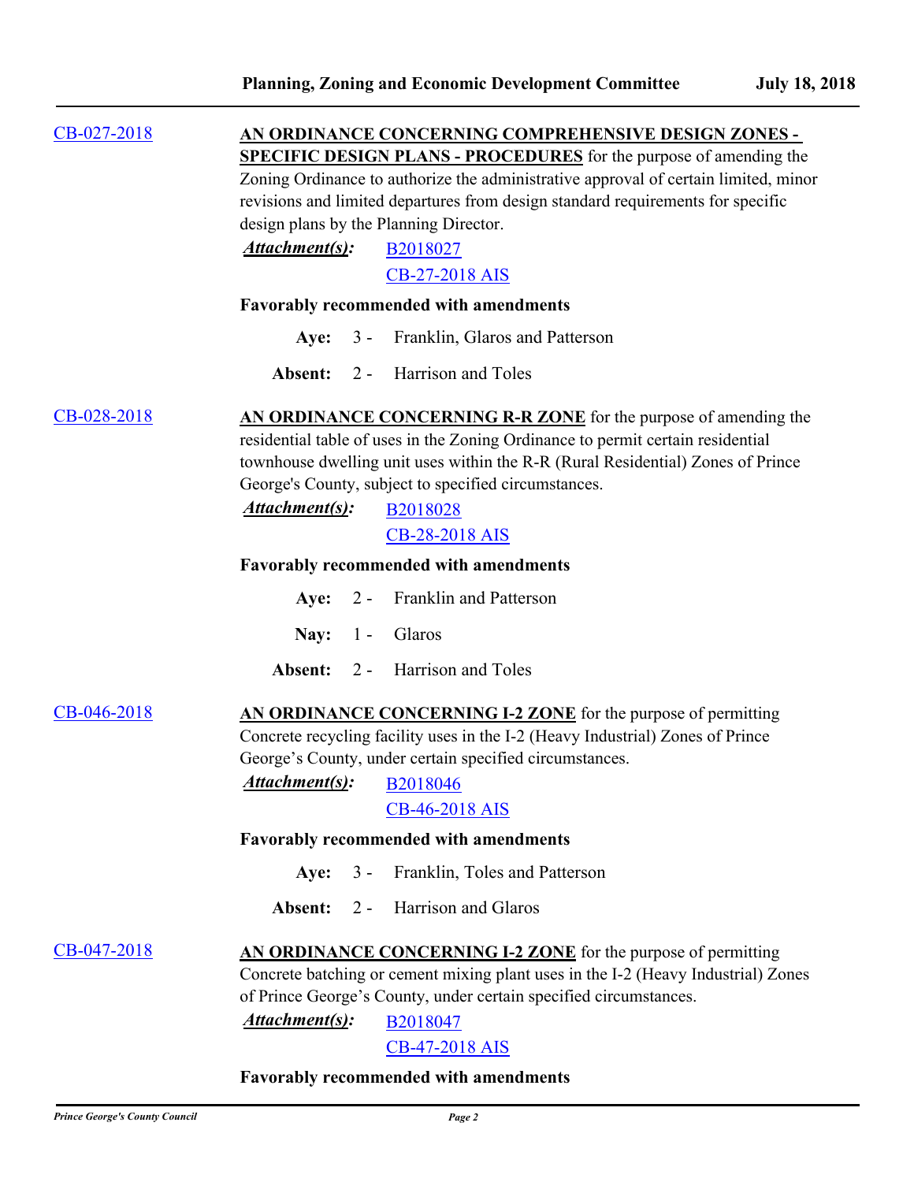CB-027-2018

**AN ORDINANCE CONCERNING COMPREHENSIVE DESIGN ZONES - SPECIFIC DESIGN PLANS - PROCEDURES** for the purpose of amending the Zoning Ordinance to authorize the administrative approval of certain limited, minor revisions and limited departures from design standard requirements for specific design plans by the Planning Director.

***Attachment(s):*** B2018027
CB-27-2018 AIS

**Favorably recommended with amendments**

**Aye:** 3 - Franklin, Glaros and Patterson

**Absent:** 2 - Harrison and Toles

CB-028-2018

**AN ORDINANCE CONCERNING R-R ZONE** for the purpose of amending the residential table of uses in the Zoning Ordinance to permit certain residential townhouse dwelling unit uses within the R-R (Rural Residential) Zones of Prince George's County, subject to specified circumstances.

***Attachment(s):*** B2018028
CB-28-2018 AIS

**Favorably recommended with amendments**

**Aye:** 2 - Franklin and Patterson

**Nay:** 1 - Glaros

**Absent:** 2 - Harrison and Toles

CB-046-2018

**AN ORDINANCE CONCERNING I-2 ZONE** for the purpose of permitting Concrete recycling facility uses in the I-2 (Heavy Industrial) Zones of Prince George's County, under certain specified circumstances.

***Attachment(s):*** B2018046
CB-46-2018 AIS

**Favorably recommended with amendments**

**Aye:** 3 - Franklin, Toles and Patterson

**Absent:** 2 - Harrison and Glaros

CB-047-2018

**AN ORDINANCE CONCERNING I-2 ZONE** for the purpose of permitting Concrete batching or cement mixing plant uses in the I-2 (Heavy Industrial) Zones of Prince George's County, under certain specified circumstances.

***Attachment(s):*** B2018047
CB-47-2018 AIS

**Favorably recommended with amendments**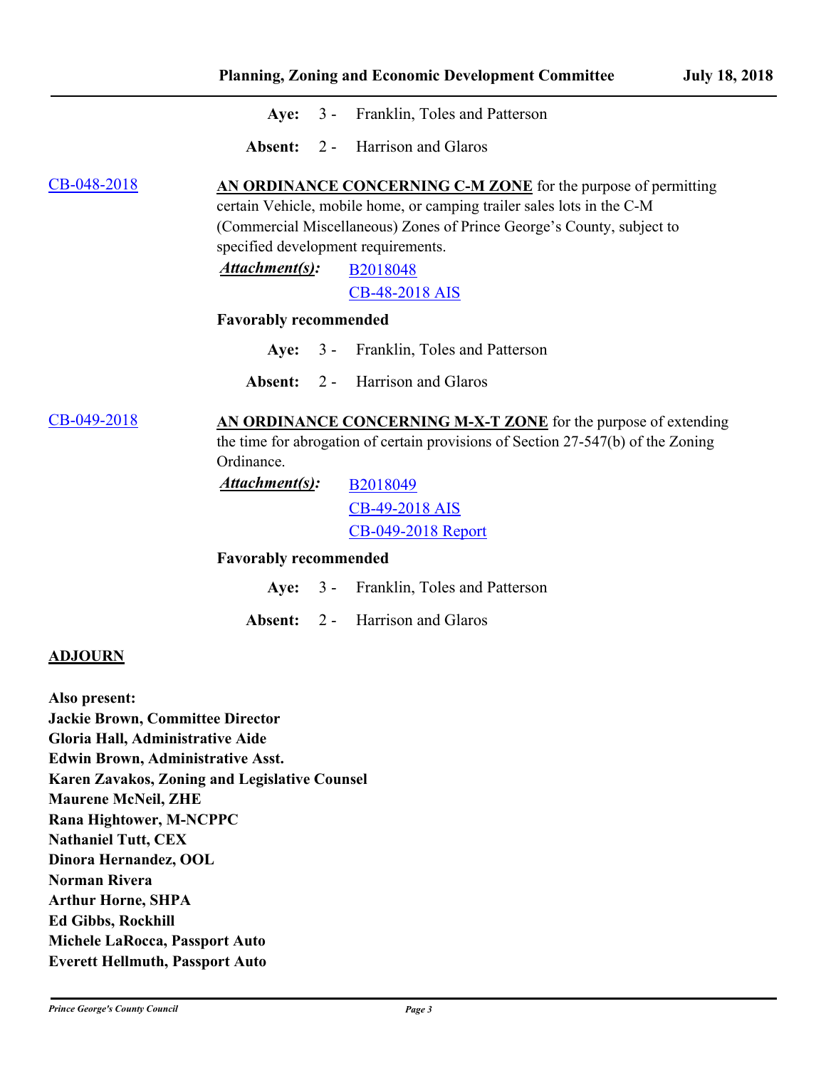**Aye:** 3 - Franklin, Toles and Patterson

**Absent:** 2 - Harrison and Glaros

CB-048-2018

**AN ORDINANCE CONCERNING C-M ZONE** for the purpose of permitting certain Vehicle, mobile home, or camping trailer sales lots in the C-M (Commercial Miscellaneous) Zones of Prince George's County, subject to specified development requirements.

***Attachment(s):*** B2018048
CB-48-2018 AIS

**Favorably recommended**

**Aye:** 3 - Franklin, Toles and Patterson

**Absent:** 2 - Harrison and Glaros

CB-049-2018

**AN ORDINANCE CONCERNING M-X-T ZONE** for the purpose of extending the time for abrogation of certain provisions of Section 27-547(b) of the Zoning Ordinance.

***Attachment(s):*** B2018049
CB-49-2018 AIS
CB-049-2018 Report

**Favorably recommended**

**Aye:** 3 - Franklin, Toles and Patterson

**Absent:** 2 - Harrison and Glaros

## ADJOURN

**Also present:**
**Jackie Brown, Committee Director**
**Gloria Hall, Administrative Aide**
**Edwin Brown, Administrative Asst.**
**Karen Zavakos, Zoning and Legislative Counsel**
**Maurene McNeil, ZHE**
**Rana Hightower, M-NCPPC**
**Nathaniel Tutt, CEX**
**Dinora Hernandez, OOL**
**Norman Rivera**
**Arthur Horne, SHPA**
**Ed Gibbs, Rockhill**
**Michele LaRocca, Passport Auto**
**Everett Hellmuth, Passport Auto**